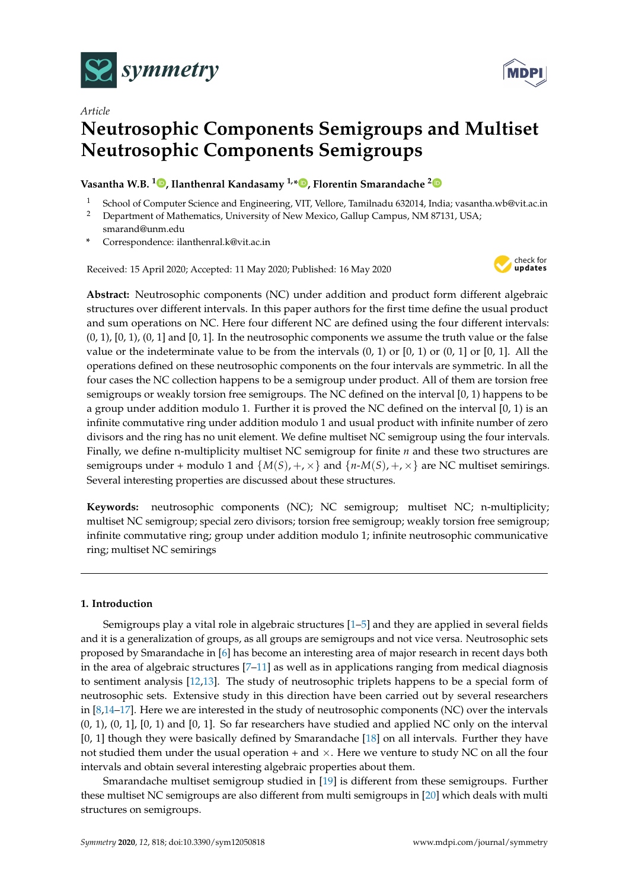*Article*

# Neutrosophic Components Semigroups and Multiset Neutrosophic Components Semigroups

**Vasantha W.B. [1], Ilanthenral Kandasamy [1,*], Florentin Smarandache [2]**

1 School of Computer Science and Engineering, VIT, Vellore, Tamilnadu 632014, India; vasantha.wb@vit.ac.in
2 Department of Mathematics, University of New Mexico, Gallup Campus, NM 87131, USA; smarand@unm.edu
\* Correspondence: ilanthenral.k@vit.ac.in

Received: 15 April 2020; Accepted: 11 May 2020; Published: 16 May 2020

**Abstract:** Neutrosophic components (NC) under addition and product form different algebraic structures over different intervals. In this paper authors for the first time define the usual product and sum operations on NC. Here four different NC are defined using the four different intervals: (0, 1), [0, 1), (0, 1] and [0, 1]. In the neutrosophic components we assume the truth value or the false value or the indeterminate value to be from the intervals (0, 1) or [0, 1) or (0, 1] or [0, 1]. All the operations defined on these neutrosophic components on the four intervals are symmetric. In all the four cases the NC collection happens to be a semigroup under product. All of them are torsion free semigroups or weakly torsion free semigroups. The NC defined on the interval [0, 1) happens to be a group under addition modulo 1. Further it is proved the NC defined on the interval [0, 1) is an infinite commutative ring under addition modulo 1 and usual product with infinite number of zero divisors and the ring has no unit element. We define multiset NC semigroup using the four intervals. Finally, we define n-multiplicity multiset NC semigroup for finite $n$ and these two structures are semigroups under + modulo 1 and $\{M(S), +, \times\}$ and $\{n\text{-}M(S), +, \times\}$ are NC multiset semirings. Several interesting properties are discussed about these structures.

**Keywords:** neutrosophic components (NC); NC semigroup; multiset NC; n-multiplicity; multiset NC semigroup; special zero divisors; torsion free semigroup; weakly torsion free semigroup; infinite commutative ring; group under addition modulo 1; infinite neutrosophic communicative ring; multiset NC semirings

---

## 1. Introduction

Semigroups play a vital role in algebraic structures [1–5] and they are applied in several fields and it is a generalization of groups, as all groups are semigroups and not vice versa. Neutrosophic sets proposed by Smarandache in [6] has become an interesting area of major research in recent days both in the area of algebraic structures [7–11] as well as in applications ranging from medical diagnosis to sentiment analysis [12,13]. The study of neutrosophic triplets happens to be a special form of neutrosophic sets. Extensive study in this direction have been carried out by several researchers in [8,14–17]. Here we are interested in the study of neutrosophic components (NC) over the intervals (0, 1), (0, 1], [0, 1) and [0, 1]. So far researchers have studied and applied NC only on the interval [0, 1] though they were basically defined by Smarandache [18] on all intervals. Further they have not studied them under the usual operation + and ×. Here we venture to study NC on all the four intervals and obtain several interesting algebraic properties about them.

Smarandache multiset semigroup studied in [19] is different from these semigroups. Further these multiset NC semigroups are also different from multi semigroups in [20] which deals with multi structures on semigroups.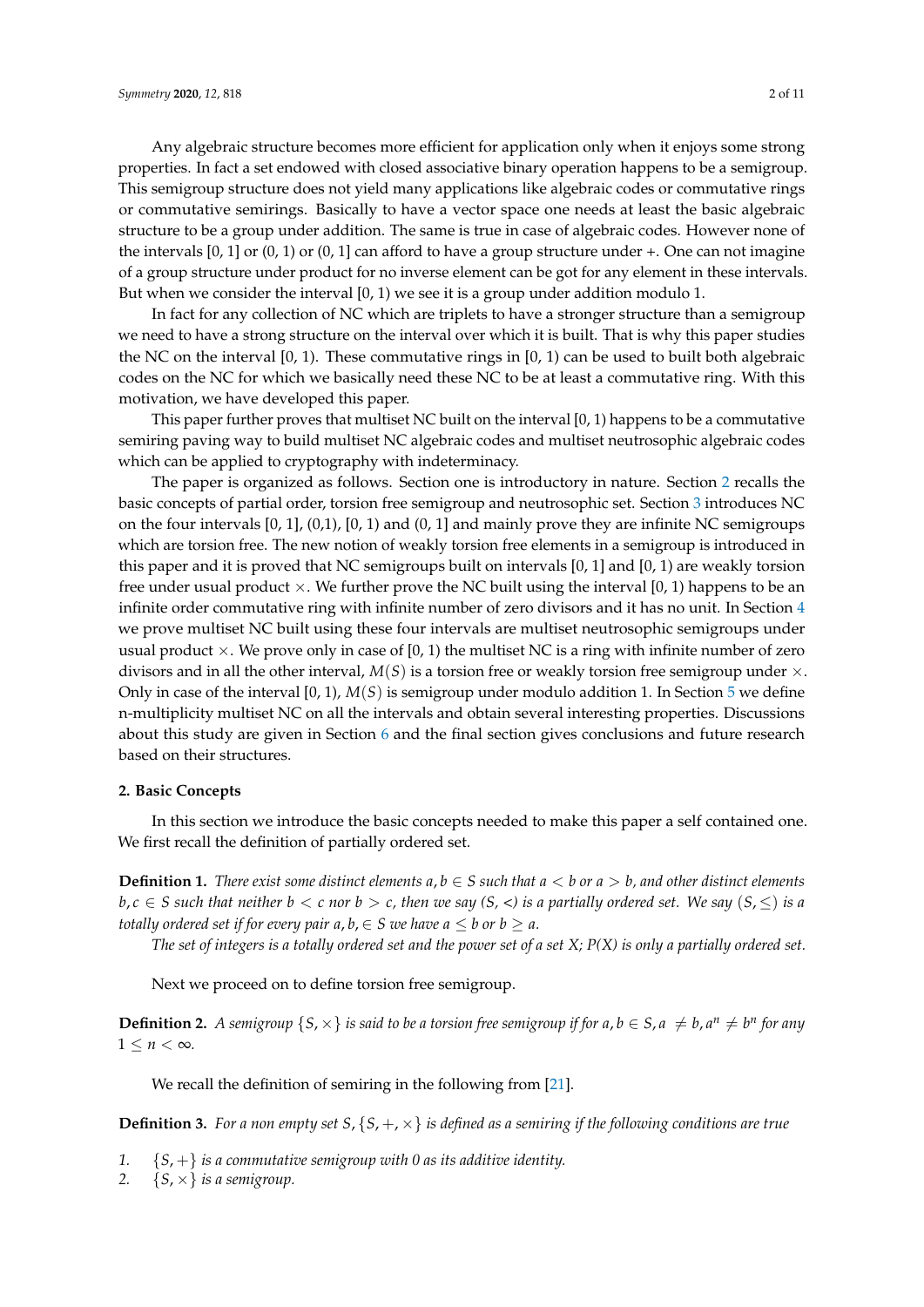Any algebraic structure becomes more efficient for application only when it enjoys some strong properties. In fact a set endowed with closed associative binary operation happens to be a semigroup. This semigroup structure does not yield many applications like algebraic codes or commutative rings or commutative semirings. Basically to have a vector space one needs at least the basic algebraic structure to be a group under addition. The same is true in case of algebraic codes. However none of the intervals [0, 1] or (0, 1) or (0, 1] can afford to have a group structure under +. One can not imagine of a group structure under product for no inverse element can be got for any element in these intervals. But when we consider the interval [0, 1) we see it is a group under addition modulo 1.

In fact for any collection of NC which are triplets to have a stronger structure than a semigroup we need to have a strong structure on the interval over which it is built. That is why this paper studies the NC on the interval [0, 1). These commutative rings in [0, 1) can be used to built both algebraic codes on the NC for which we basically need these NC to be at least a commutative ring. With this motivation, we have developed this paper.

This paper further proves that multiset NC built on the interval [0, 1) happens to be a commutative semiring paving way to build multiset NC algebraic codes and multiset neutrosophic algebraic codes which can be applied to cryptography with indeterminacy.

The paper is organized as follows. Section one is introductory in nature. Section 2 recalls the basic concepts of partial order, torsion free semigroup and neutrosophic set. Section 3 introduces NC on the four intervals [0, 1], (0,1), [0, 1) and (0, 1] and mainly prove they are infinite NC semigroups which are torsion free. The new notion of weakly torsion free elements in a semigroup is introduced in this paper and it is proved that NC semigroups built on intervals [0, 1] and [0, 1) are weakly torsion free under usual product $\times$. We further prove the NC built using the interval [0, 1) happens to be an infinite order commutative ring with infinite number of zero divisors and it has no unit. In Section 4 we prove multiset NC built using these four intervals are multiset neutrosophic semigroups under usual product $\times$. We prove only in case of [0, 1) the multiset NC is a ring with infinite number of zero divisors and in all the other interval, $M(S)$ is a torsion free or weakly torsion free semigroup under $\times$. Only in case of the interval [0, 1), $M(S)$ is semigroup under modulo addition 1. In Section 5 we define n-multiplicity multiset NC on all the intervals and obtain several interesting properties. Discussions about this study are given in Section 6 and the final section gives conclusions and future research based on their structures.

## 2. Basic Concepts

In this section we introduce the basic concepts needed to make this paper a self contained one. We first recall the definition of partially ordered set.

**Definition 1.** *There exist some distinct elements $a, b \in S$ such that $a < b$ or $a > b$, and other distinct elements $b, c \in S$ such that neither $b < c$ nor $b > c$, then we say $(S, <)$ is a partially ordered set. We say $(S, \leq)$ is a totally ordered set if for every pair $a, b, \in S$ we have $a \leq b$ or $b \geq a$.*

*The set of integers is a totally ordered set and the power set of a set X; P(X) is only a partially ordered set.*

Next we proceed on to define torsion free semigroup.

**Definition 2.** *A semigroup $\{S, \times\}$ is said to be a torsion free semigroup if for $a, b \in S, a \neq b, a^n \neq b^n$ for any $1 \leq n < \infty$.*

We recall the definition of semiring in the following from [21].

**Definition 3.** *For a non empty set $S$, $\{S, +, \times\}$ is defined as a semiring if the following conditions are true*

1. *$\{S, +\}$ is a commutative semigroup with 0 as its additive identity.*
2. *$\{S, \times\}$ is a semigroup.*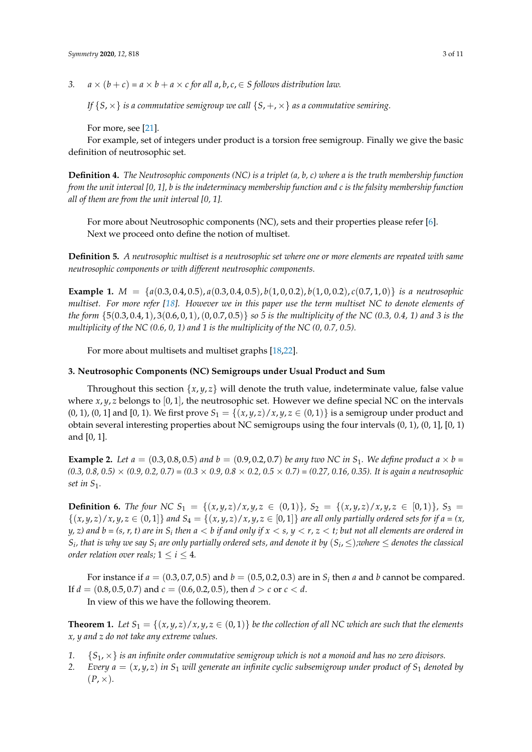3. $a \times (b + c) = a \times b + a \times c$ *for all* $a, b, c, \in S$ *follows distribution law.*

   *If* $\{S, \times\}$ *is a commutative semigroup we call* $\{S, +, \times\}$ *as a commutative semiring.*

   For more, see [21].

For example, set of integers under product is a torsion free semigroup. Finally we give the basic definition of neutrosophic set.

**Definition 4.** *The Neutrosophic components (NC) is a triplet (a, b, c) where a is the truth membership function from the unit interval [0, 1], b is the indeterminacy membership function and c is the falsity membership function all of them are from the unit interval [0, 1].*

For more about Neutrosophic components (NC), sets and their properties please refer [6].

Next we proceed onto define the notion of multiset.

**Definition 5.** *A neutrosophic multiset is a neutrosophic set where one or more elements are repeated with same neutrosophic components or with different neutrosophic components.*

**Example 1.** $M = \{a(0.3, 0.4, 0.5), a(0.3, 0.4, 0.5), b(1, 0, 0.2), b(1, 0, 0.2), c(0.7, 1, 0)\}$ *is a neutrosophic multiset. For more refer [18]. However we in this paper use the term multiset NC to denote elements of the form* $\{5(0.3, 0.4, 1), 3(0.6, 0, 1), (0, 0.7, 0.5)\}$ *so 5 is the multiplicity of the NC (0.3, 0.4, 1) and 3 is the multiplicity of the NC (0.6, 0, 1) and 1 is the multiplicity of the NC (0, 0.7, 0.5).*

For more about multisets and multiset graphs [18,22].

## 3. Neutrosophic Components (NC) Semigroups under Usual Product and Sum

Throughout this section $\{x, y, z\}$ will denote the truth value, indeterminate value, false value where $x, y, z$ belongs to $[0, 1]$, the neutrosophic set. However we define special NC on the intervals (0, 1), (0, 1] and [0, 1). We first prove $S_1 = \{(x, y, z)/x, y, z \in (0, 1)\}$ is a semigroup under product and obtain several interesting properties about NC semigroups using the four intervals (0, 1), (0, 1], [0, 1) and [0, 1].

**Example 2.** *Let* $a = (0.3, 0.8, 0.5)$ *and* $b = (0.9, 0.2, 0.7)$ *be any two NC in* $S_1$*. We define product a × b = (0.3, 0.8, 0.5) × (0.9, 0.2, 0.7) = (0.3 × 0.9, 0.8 × 0.2, 0.5 × 0.7) = (0.27, 0.16, 0.35). It is again a neutrosophic set in* $S_1$*.*

**Definition 6.** *The four NC* $S_1 = \{(x, y, z)/x, y, z \in (0, 1)\}$*,* $S_2 = \{(x, y, z)/x, y, z \in [0, 1)\}$*,* $S_3 = \{(x, y, z)/x, y, z \in (0, 1]\}$ *and* $S_4 = \{(x, y, z)/x, y, z \in [0, 1]\}$ *are all only partially ordered sets for if a = (x, y, z) and b = (s, r, t) are in* $S_i$ *then* $a < b$ *if and only if* $x < s$*,* $y < r$*,* $z < t$*; but not all elements are ordered in* $S_i$*, that is why we say* $S_i$ *are only partially ordered sets, and denote it by* $(S_i, \leq)$*;where* $\leq$ *denotes the classical order relation over reals;* $1 \leq i \leq 4$*.*

For instance if $a = (0.3, 0.7, 0.5)$ and $b = (0.5, 0.2, 0.3)$ are in $S_i$ then $a$ and $b$ cannot be compared. If $d = (0.8, 0.5, 0.7)$ and $c = (0.6, 0.2, 0.5)$, then $d > c$ or $c < d$.

In view of this we have the following theorem.

**Theorem 1.** *Let* $S_1 = \{(x, y, z)/x, y, z \in (0, 1)\}$ *be the collection of all NC which are such that the elements x, y and z do not take any extreme values.*

1. $\{S_1, \times\}$ *is an infinite order commutative semigroup which is not a monoid and has no zero divisors.*
2. *Every* $a = (x, y, z)$ *in* $S_1$ *will generate an infinite cyclic subsemigroup under product of* $S_1$ *denoted by* $(P, \times)$*.*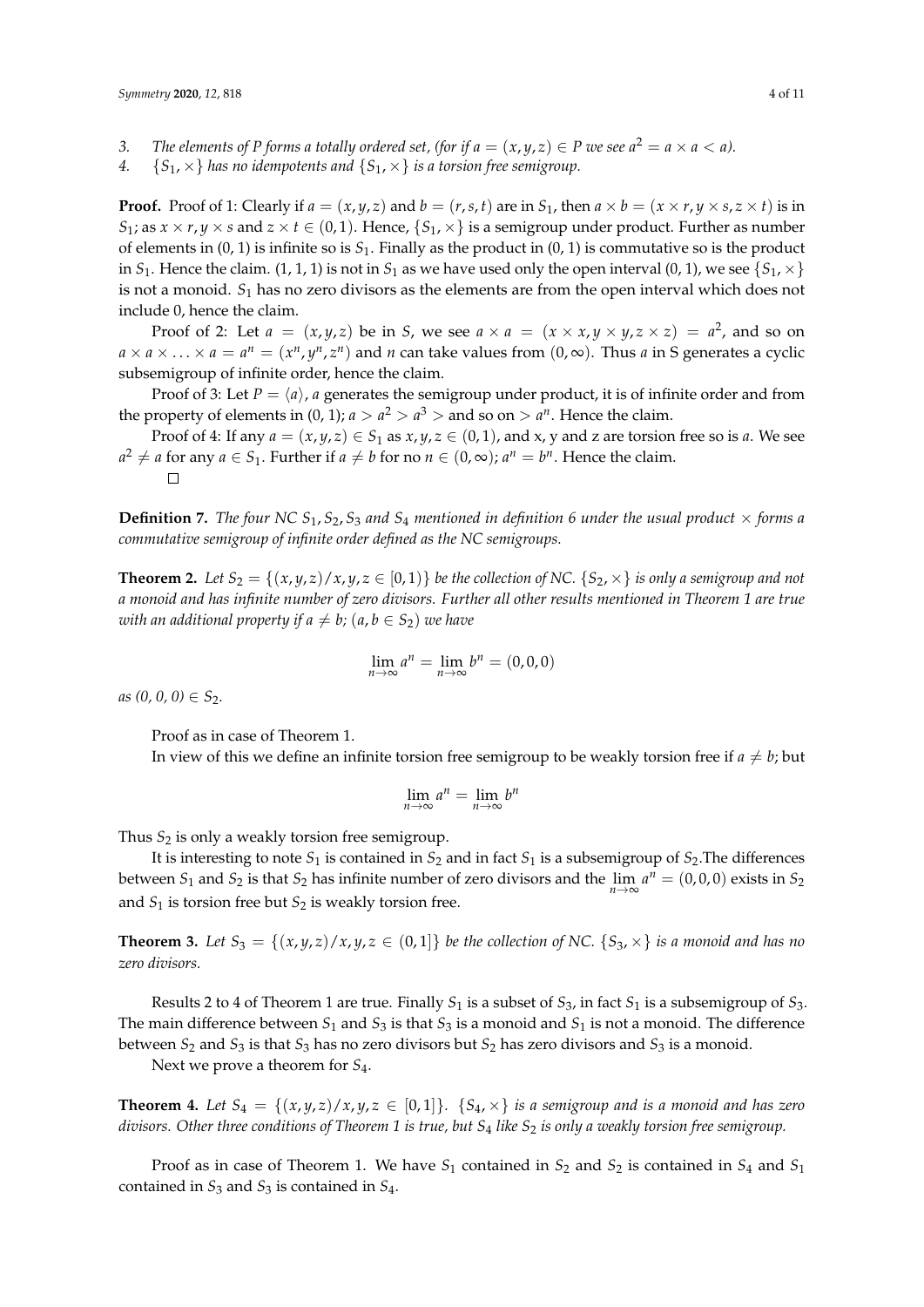3. *The elements of P forms a totally ordered set, (for if $a = (x, y, z) \in P$ we see $a^2 = a \times a < a$).*
4. *$\{S_1, \times\}$ has no idempotents and $\{S_1, \times\}$ is a torsion free semigroup.*

**Proof.** Proof of 1: Clearly if $a = (x, y, z)$ and $b = (r, s, t)$ are in $S_1$, then $a \times b = (x \times r, y \times s, z \times t)$ is in $S_1$; as $x \times r, y \times s$ and $z \times t \in (0, 1)$. Hence, $\{S_1, \times\}$ is a semigroup under product. Further as number of elements in $(0, 1)$ is infinite so is $S_1$. Finally as the product in $(0, 1)$ is commutative so is the product in $S_1$. Hence the claim. $(1, 1, 1)$ is not in $S_1$ as we have used only the open interval $(0, 1)$, we see $\{S_1, \times\}$ is not a monoid. $S_1$ has no zero divisors as the elements are from the open interval which does not include 0, hence the claim.

Proof of 2: Let $a = (x, y, z)$ be in $S$, we see $a \times a = (x \times x, y \times y, z \times z) = a^2$, and so on $a \times a \times \ldots \times a = a^n = (x^n, y^n, z^n)$ and $n$ can take values from $(0, \infty)$. Thus $a$ in S generates a cyclic subsemigroup of infinite order, hence the claim.

Proof of 3: Let $P = \langle a \rangle$, $a$ generates the semigroup under product, it is of infinite order and from the property of elements in $(0, 1)$; $a > a^2 > a^3 >$ and so on $> a^n$. Hence the claim.

Proof of 4: If any $a = (x, y, z) \in S_1$ as $x, y, z \in (0, 1)$, and x, y and z are torsion free so is $a$. We see $a^2 \neq a$ for any $a \in S_1$. Further if $a \neq b$ for no $n \in (0, \infty)$; $a^n = b^n$. Hence the claim.

□

**Definition 7.** *The four NC $S_1, S_2, S_3$ and $S_4$ mentioned in definition 6 under the usual product $\times$ forms a commutative semigroup of infinite order defined as the NC semigroups.*

**Theorem 2.** *Let $S_2 = \{(x, y, z)/x, y, z \in [0, 1)\}$ be the collection of NC. $\{S_2, \times\}$ is only a semigroup and not a monoid and has infinite number of zero divisors. Further all other results mentioned in Theorem 1 are true with an additional property if $a \neq b$; $(a, b \in S_2)$ we have*

$$\lim_{n\to\infty} a^n = \lim_{n\to\infty} b^n = (0, 0, 0)$$

*as $(0, 0, 0) \in S_2$.*

Proof as in case of Theorem 1.

In view of this we define an infinite torsion free semigroup to be weakly torsion free if $a \neq b$; but

$$\lim_{n\to\infty} a^n = \lim_{n\to\infty} b^n$$

Thus $S_2$ is only a weakly torsion free semigroup.

It is interesting to note $S_1$ is contained in $S_2$ and in fact $S_1$ is a subsemigroup of $S_2$.The differences between $S_1$ and $S_2$ is that $S_2$ has infinite number of zero divisors and the $\lim_{n\to\infty} a^n = (0, 0, 0)$ exists in $S_2$ and $S_1$ is torsion free but $S_2$ is weakly torsion free.

**Theorem 3.** *Let $S_3 = \{(x, y, z)/x, y, z \in (0, 1]\}$ be the collection of NC. $\{S_3, \times\}$ is a monoid and has no zero divisors.*

Results 2 to 4 of Theorem 1 are true. Finally $S_1$ is a subset of $S_3$, in fact $S_1$ is a subsemigroup of $S_3$. The main difference between $S_1$ and $S_3$ is that $S_3$ is a monoid and $S_1$ is not a monoid. The difference between $S_2$ and $S_3$ is that $S_3$ has no zero divisors but $S_2$ has zero divisors and $S_3$ is a monoid.

Next we prove a theorem for $S_4$.

**Theorem 4.** *Let $S_4 = \{(x, y, z)/x, y, z \in [0, 1]\}$. $\{S_4, \times\}$ is a semigroup and is a monoid and has zero divisors. Other three conditions of Theorem 1 is true, but $S_4$ like $S_2$ is only a weakly torsion free semigroup.*

Proof as in case of Theorem 1. We have $S_1$ contained in $S_2$ and $S_2$ is contained in $S_4$ and $S_1$ contained in $S_3$ and $S_3$ is contained in $S_4$.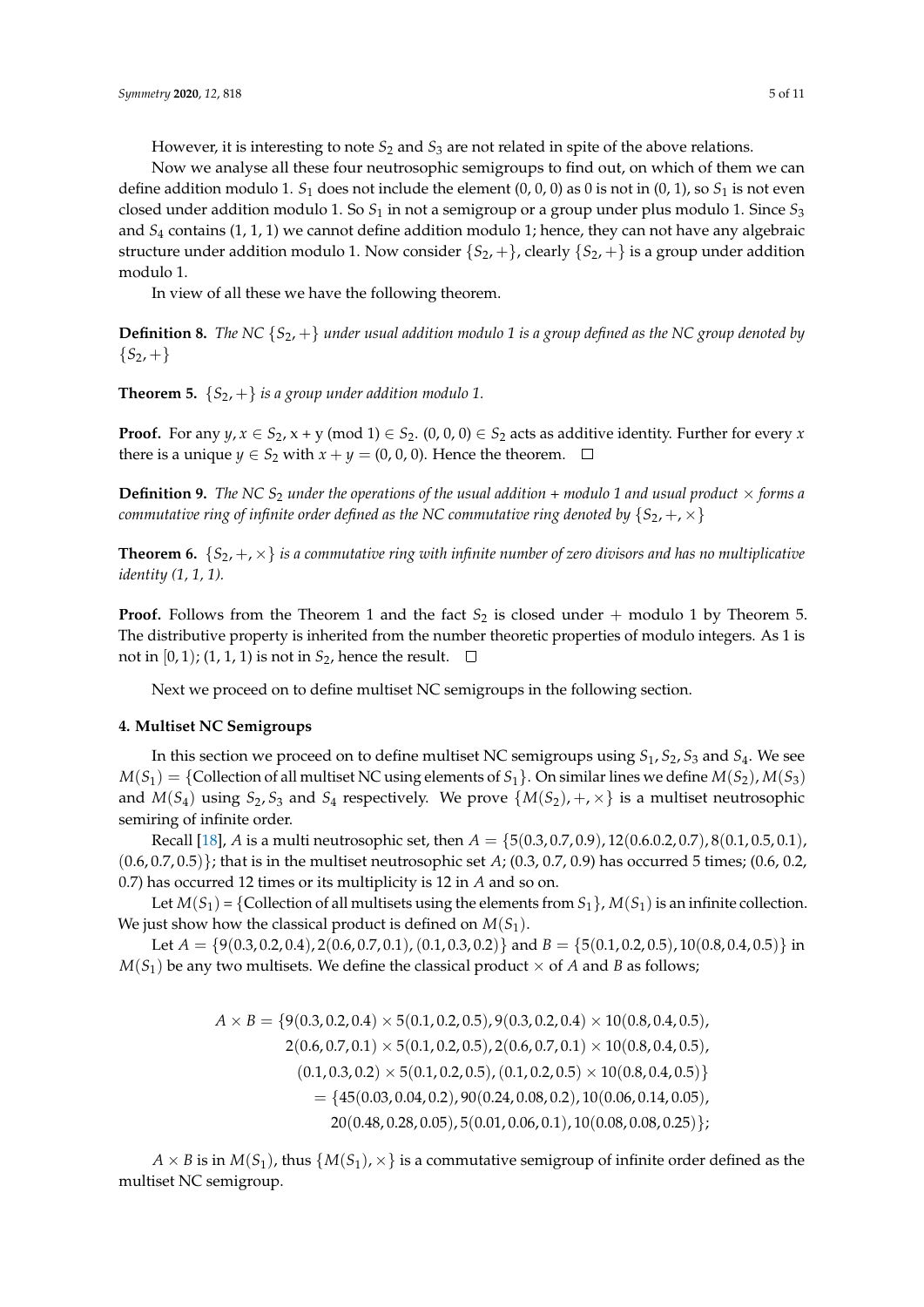However, it is interesting to note $S_2$ and $S_3$ are not related in spite of the above relations.

Now we analyse all these four neutrosophic semigroups to find out, on which of them we can define addition modulo 1. $S_1$ does not include the element (0, 0, 0) as 0 is not in (0, 1), so $S_1$ is not even closed under addition modulo 1. So $S_1$ in not a semigroup or a group under plus modulo 1. Since $S_3$ and $S_4$ contains (1, 1, 1) we cannot define addition modulo 1; hence, they can not have any algebraic structure under addition modulo 1. Now consider $\{S_2, +\}$, clearly $\{S_2, +\}$ is a group under addition modulo 1.

In view of all these we have the following theorem.

**Definition 8.** *The NC $\{S_2, +\}$ under usual addition modulo 1 is a group defined as the NC group denoted by $\{S_2, +\}$*

**Theorem 5.** *$\{S_2, +\}$ is a group under addition modulo 1.*

**Proof.** For any $y, x \in S_2$, x + y (mod 1) $\in S_2$. (0, 0, 0) $\in S_2$ acts as additive identity. Further for every $x$ there is a unique $y \in S_2$ with $x + y =$ (0, 0, 0). Hence the theorem. □

**Definition 9.** *The NC $S_2$ under the operations of the usual addition + modulo 1 and usual product $\times$ forms a commutative ring of infinite order defined as the NC commutative ring denoted by $\{S_2, +, \times\}$*

**Theorem 6.** *$\{S_2, +, \times\}$ is a commutative ring with infinite number of zero divisors and has no multiplicative identity (1, 1, 1).*

**Proof.** Follows from the Theorem 1 and the fact $S_2$ is closed under + modulo 1 by Theorem 5. The distributive property is inherited from the number theoretic properties of modulo integers. As 1 is not in $[0, 1)$; (1, 1, 1) is not in $S_2$, hence the result. □

Next we proceed on to define multiset NC semigroups in the following section.

## 4. Multiset NC Semigroups

In this section we proceed on to define multiset NC semigroups using $S_1, S_2, S_3$ and $S_4$. We see $M(S_1) = \{$Collection of all multiset NC using elements of $S_1\}$. On similar lines we define $M(S_2), M(S_3)$ and $M(S_4)$ using $S_2, S_3$ and $S_4$ respectively. We prove $\{M(S_2), +, \times\}$ is a multiset neutrosophic semiring of infinite order.

Recall [18], $A$ is a multi neutrosophic set, then $A = \{5(0.3, 0.7, 0.9), 12(0.6.0.2, 0.7), 8(0.1, 0.5, 0.1), (0.6, 0.7, 0.5)\}$; that is in the multiset neutrosophic set $A$; (0.3, 0.7, 0.9) has occurred 5 times; (0.6, 0.2, 0.7) has occurred 12 times or its multiplicity is 12 in $A$ and so on.

Let $M(S_1) = \{$Collection of all multisets using the elements from $S_1\}$, $M(S_1)$ is an infinite collection. We just show how the classical product is defined on $M(S_1)$.

Let $A = \{9(0.3, 0.2, 0.4), 2(0.6, 0.7, 0.1), (0.1, 0.3, 0.2)\}$ and $B = \{5(0.1, 0.2, 0.5), 10(0.8, 0.4, 0.5)\}$ in $M(S_1)$ be any two multisets. We define the classical product $\times$ of $A$ and $B$ as follows;

$$
\begin{aligned}
A \times B = \{&9(0.3, 0.2, 0.4) \times 5(0.1, 0.2, 0.5), 9(0.3, 0.2, 0.4) \times 10(0.8, 0.4, 0.5), \\
&2(0.6, 0.7, 0.1) \times 5(0.1, 0.2, 0.5), 2(0.6, 0.7, 0.1) \times 10(0.8, 0.4, 0.5), \\
&(0.1, 0.3, 0.2) \times 5(0.1, 0.2, 0.5), (0.1, 0.2, 0.5) \times 10(0.8, 0.4, 0.5)\} \\
= \{&45(0.03, 0.04, 0.2), 90(0.24, 0.08, 0.2), 10(0.06, 0.14, 0.05), \\
&20(0.48, 0.28, 0.05), 5(0.01, 0.06, 0.1), 10(0.08, 0.08, 0.25)\};
\end{aligned}
$$

$A \times B$ is in $M(S_1)$, thus $\{M(S_1), \times\}$ is a commutative semigroup of infinite order defined as the multiset NC semigroup.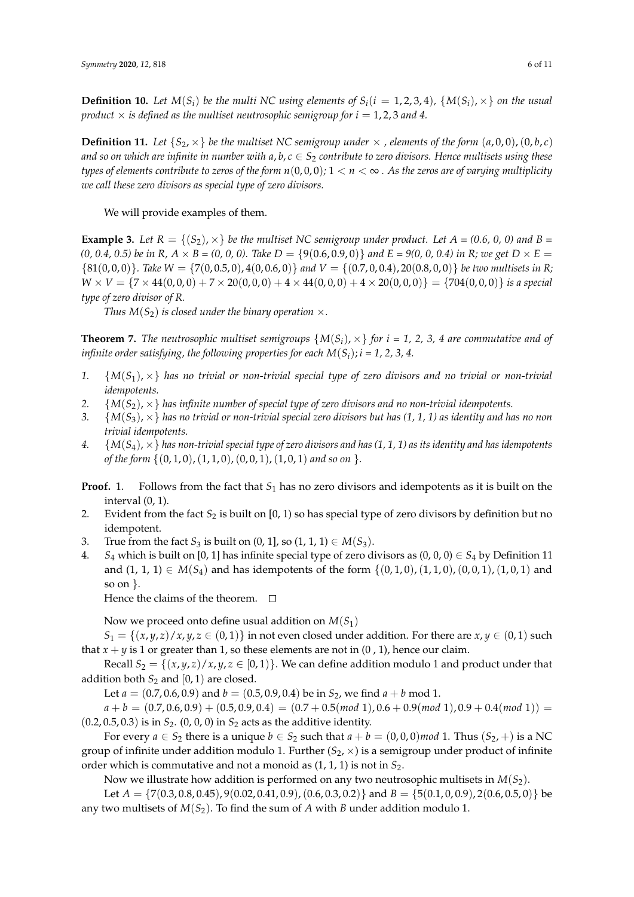**Definition 10.** *Let $M(S_i)$ be the multi NC using elements of $S_i (i = 1, 2, 3, 4)$, $\{M(S_i), \times\}$ on the usual product $\times$ is defined as the multiset neutrosophic semigroup for $i = 1, 2, 3$ and 4.*

**Definition 11.** *Let $\{S_2, \times\}$ be the multiset NC semigroup under $\times$, elements of the form $(a, 0, 0), (0, b, c)$ and so on which are infinite in number with $a, b, c \in S_2$ contribute to zero divisors. Hence multisets using these types of elements contribute to zeros of the form $n(0, 0, 0)$; $1 < n < \infty$. As the zeros are of varying multiplicity we call these zero divisors as special type of zero divisors.*

We will provide examples of them.

**Example 3.** *Let $R = \{(S_2), \times\}$ be the multiset NC semigroup under product. Let A = (0.6, 0, 0) and B = (0, 0.4, 0.5) be in R, $A \times B$ = (0, 0, 0). Take $D = \{9(0.6, 0.9, 0)\}$ and $E = 9(0, 0, 0.4)$ in R; we get $D \times E = \{81(0, 0, 0)\}$. Take $W = \{7(0, 0.5, 0), 4(0, 0.6, 0)\}$ and $V = \{(0.7, 0, 0.4), 20(0.8, 0, 0)\}$ be two multisets in R; $W \times V = \{7 \times 44(0, 0, 0) + 7 \times 20(0, 0, 0) + 4 \times 44(0, 0, 0) + 4 \times 20(0, 0, 0)\} = \{704(0, 0, 0)\}$ is a special type of zero divisor of R.*

*Thus $M(S_2)$ is closed under the binary operation $\times$.*

**Theorem 7.** *The neutrosophic multiset semigroups $\{M(S_i), \times\}$ for i = 1, 2, 3, 4 are commutative and of infinite order satisfying, the following properties for each $M(S_i)$; i = 1, 2, 3, 4.*

1. *$\{M(S_1), \times\}$ has no trivial or non-trivial special type of zero divisors and no trivial or non-trivial idempotents.*
2. *$\{M(S_2), \times\}$ has infinite number of special type of zero divisors and no non-trivial idempotents.*
3. *$\{M(S_3), \times\}$ has no trivial or non-trivial special zero divisors but has (1, 1, 1) as identity and has no non trivial idempotents.*
4. *$\{M(S_4), \times\}$ has non-trivial special type of zero divisors and has (1, 1, 1) as its identity and has idempotents of the form $\{(0, 1, 0), (1, 1, 0), (0, 0, 1), (1, 0, 1)$ and so on $\}$.*

**Proof.**
1. Follows from the fact that $S_1$ has no zero divisors and idempotents as it is built on the interval (0, 1).
2. Evident from the fact $S_2$ is built on [0, 1) so has special type of zero divisors by definition but no idempotent.
3. True from the fact $S_3$ is built on (0, 1], so (1, 1, 1) $\in M(S_3)$.
4. $S_4$ which is built on [0, 1] has infinite special type of zero divisors as (0, 0, 0) $\in S_4$ by Definition 11 and (1, 1, 1) $\in M(S_4)$ and has idempotents of the form $\{(0, 1, 0), (1, 1, 0), (0, 0, 1), (1, 0, 1)$ and so on $\}$.

Hence the claims of the theorem. □

Now we proceed onto define usual addition on $M(S_1)$

$S_1 = \{(x, y, z)/x, y, z \in (0, 1)\}$ in not even closed under addition. For there are $x, y \in (0, 1)$ such that $x + y$ is 1 or greater than 1, so these elements are not in (0 , 1), hence our claim.

Recall $S_2 = \{(x, y, z)/x, y, z \in [0, 1)\}$. We can define addition modulo 1 and product under that addition both $S_2$ and $[0, 1)$ are closed.

Let $a = (0.7, 0.6, 0.9)$ and $b = (0.5, 0.9, 0.4)$ be in $S_2$, we find $a + b$ mod 1.

$a + b = (0.7, 0.6, 0.9) + (0.5, 0.9, 0.4) = (0.7 + 0.5(mod\ 1), 0.6 + 0.9(mod\ 1), 0.9 + 0.4(mod\ 1)) = (0.2, 0.5, 0.3)$ is in $S_2$. (0, 0, 0) in $S_2$ acts as the additive identity.

For every $a \in S_2$ there is a unique $b \in S_2$ such that $a + b = (0, 0, 0) mod\ 1$. Thus $(S_2, +)$ is a NC group of infinite under addition modulo 1. Further $(S_2, \times)$ is a semigroup under product of infinite order which is commutative and not a monoid as (1, 1, 1) is not in $S_2$.

Now we illustrate how addition is performed on any two neutrosophic multisets in $M(S_2)$.

Let $A = \{7(0.3, 0.8, 0.45), 9(0.02, 0.41, 0.9), (0.6, 0.3, 0.2)\}$ and $B = \{5(0.1, 0, 0.9), 2(0.6, 0.5, 0)\}$ be any two multisets of $M(S_2)$. To find the sum of A with B under addition modulo 1.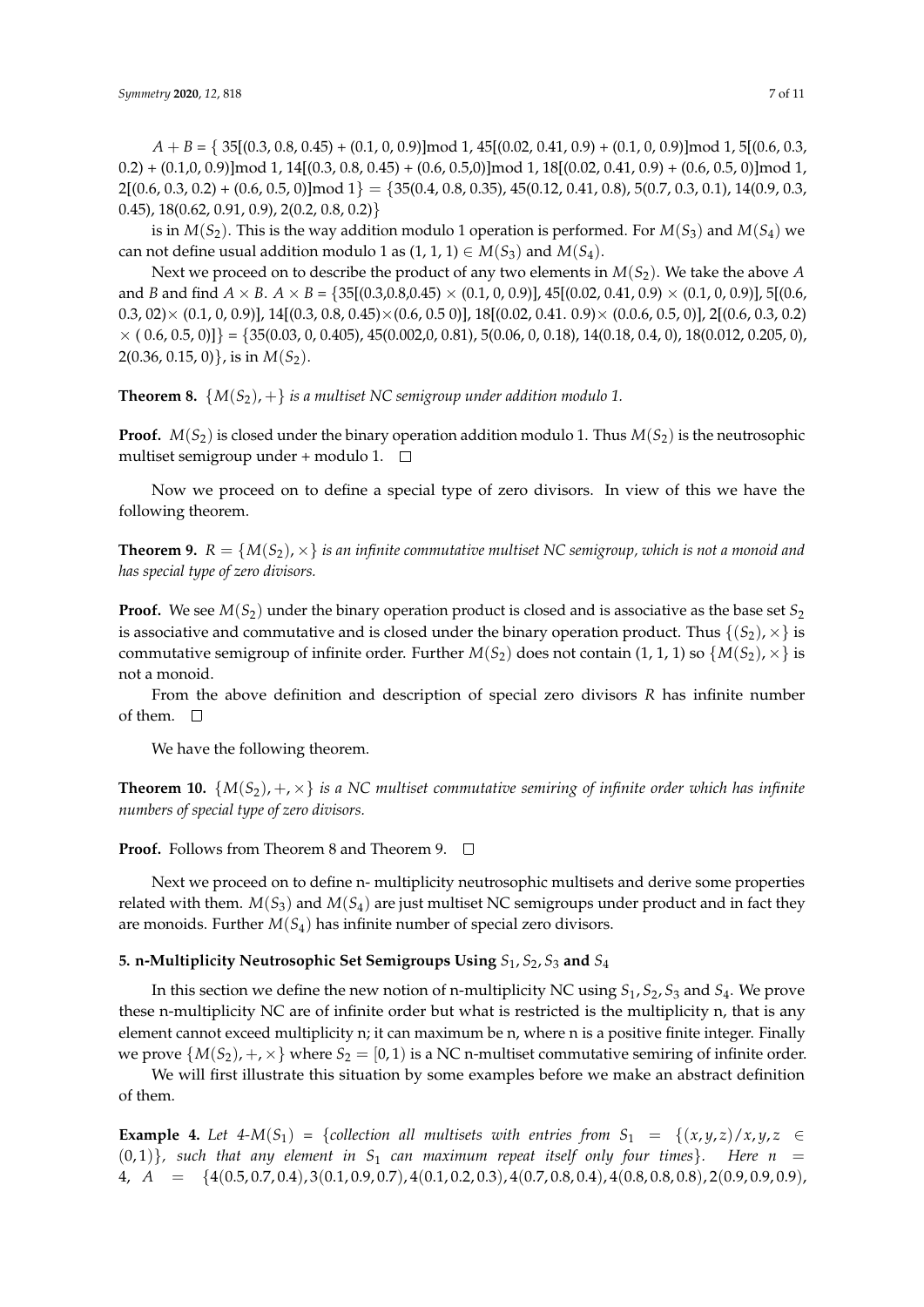$A + B$ = { 35[(0.3, 0.8, 0.45) + (0.1, 0, 0.9)]mod 1, 45[(0.02, 0.41, 0.9) + (0.1, 0, 0.9)]mod 1, 5[(0.6, 0.3, 0.2) + (0.1,0, 0.9)]mod 1, 14[(0.3, 0.8, 0.45) + (0.6, 0.5,0)]mod 1, 18[(0.02, 0.41, 0.9) + (0.6, 0.5, 0)]mod 1, 2[(0.6, 0.3, 0.2) + (0.6, 0.5, 0)]mod 1} = {35(0.4, 0.8, 0.35), 45(0.12, 0.41, 0.8), 5(0.7, 0.3, 0.1), 14(0.9, 0.3, 0.45), 18(0.62, 0.91, 0.9), 2(0.2, 0.8, 0.2)}

is in $M(S_2)$. This is the way addition modulo 1 operation is performed. For $M(S_3)$ and $M(S_4)$ we can not define usual addition modulo 1 as $(1, 1, 1) \in M(S_3)$ and $M(S_4)$.

Next we proceed on to describe the product of any two elements in $M(S_2)$. We take the above $A$ and $B$ and find $A \times B$. $A \times B$ = {35[(0.3,0.8,0.45) × (0.1, 0, 0.9)], 45[(0.02, 0.41, 0.9) × (0.1, 0, 0.9)], 5[(0.6, 0.3, 02)× (0.1, 0, 0.9)], 14[(0.3, 0.8, 0.45)×(0.6, 0.5 0)], 18[(0.02, 0.41. 0.9)× (0.0.6, 0.5, 0)], 2[(0.6, 0.3, 0.2) × ( 0.6, 0.5, 0)]} = {35(0.03, 0, 0.405), 45(0.002,0, 0.81), 5(0.06, 0, 0.18), 14(0.18, 0.4, 0), 18(0.012, 0.205, 0), 2(0.36, 0.15, 0)}, is in $M(S_2)$.

**Theorem 8.** *$\{M(S_2), +\}$ is a multiset NC semigroup under addition modulo 1.*

**Proof.** $M(S_2)$ is closed under the binary operation addition modulo 1. Thus $M(S_2)$ is the neutrosophic multiset semigroup under + modulo 1. □

Now we proceed on to define a special type of zero divisors. In view of this we have the following theorem.

**Theorem 9.** *$R = \{M(S_2), \times\}$ is an infinite commutative multiset NC semigroup, which is not a monoid and has special type of zero divisors.*

**Proof.** We see $M(S_2)$ under the binary operation product is closed and is associative as the base set $S_2$ is associative and commutative and is closed under the binary operation product. Thus $\{(S_2), \times\}$ is commutative semigroup of infinite order. Further $M(S_2)$ does not contain (1, 1, 1) so $\{M(S_2), \times\}$ is not a monoid.

From the above definition and description of special zero divisors $R$ has infinite number of them. □

We have the following theorem.

**Theorem 10.** *$\{M(S_2), +, \times\}$ is a NC multiset commutative semiring of infinite order which has infinite numbers of special type of zero divisors.*

**Proof.** Follows from Theorem 8 and Theorem 9. □

Next we proceed on to define n- multiplicity neutrosophic multisets and derive some properties related with them. $M(S_3)$ and $M(S_4)$ are just multiset NC semigroups under product and in fact they are monoids. Further $M(S_4)$ has infinite number of special zero divisors.

## 5. n-Multiplicity Neutrosophic Set Semigroups Using $S_1, S_2, S_3$ and $S_4$

In this section we define the new notion of n-multiplicity NC using $S_1, S_2, S_3$ and $S_4$. We prove these n-multiplicity NC are of infinite order but what is restricted is the multiplicity n, that is any element cannot exceed multiplicity n; it can maximum be n, where n is a positive finite integer. Finally we prove $\{M(S_2), +, \times\}$ where $S_2 = [0, 1)$ is a NC n-multiset commutative semiring of infinite order.

We will first illustrate this situation by some examples before we make an abstract definition of them.

**Example 4.** *Let 4-$M(S_1)$ = {collection all multisets with entries from $S_1 = \{(x, y, z)/x, y, z \in (0, 1)\}$, such that any element in $S_1$ can maximum repeat itself only four times}. Here $n = 4$, $A = \{4(0.5, 0.7, 0.4), 3(0.1, 0.9, 0.7), 4(0.1, 0.2, 0.3), 4(0.7, 0.8, 0.4), 4(0.8, 0.8, 0.8), 2(0.9, 0.9, 0.9),$*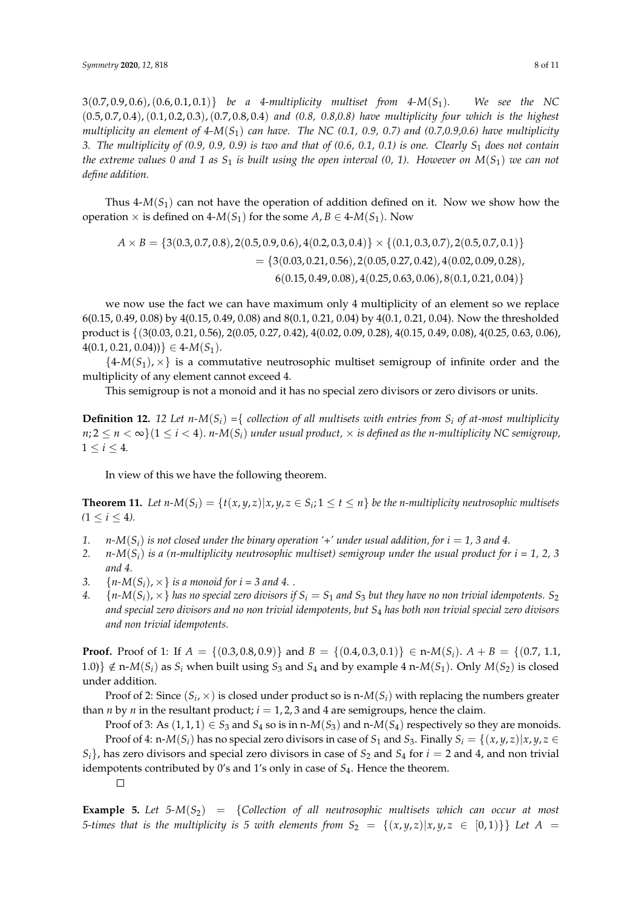$3(0.7, 0.9, 0.6), (0.6, 0.1, 0.1)\}$ *be a 4-multiplicity multiset from 4-*$M(S_1)$*. We see the NC* $(0.5, 0.7, 0.4), (0.1, 0.2, 0.3), (0.7, 0.8, 0.4)$ *and (0.8, 0.8,0.8) have multiplicity four which is the highest multiplicity an element of 4-*$M(S_1)$ *can have. The NC (0.1, 0.9, 0.7) and (0.7,0.9,0.6) have multiplicity 3. The multiplicity of (0.9, 0.9, 0.9) is two and that of (0.6, 0.1, 0.1) is one. Clearly* $S_1$ *does not contain the extreme values 0 and 1 as* $S_1$ *is built using the open interval (0, 1). However on* $M(S_1)$ *we can not define addition.*

Thus 4-$M(S_1)$ can not have the operation of addition defined on it. Now we show how the operation $\times$ is defined on 4-$M(S_1)$ for the some $A, B \in$ 4-$M(S_1)$. Now

$$\begin{aligned} A \times B &= \{3(0.3, 0.7, 0.8), 2(0.5, 0.9, 0.6), 4(0.2, 0.3, 0.4)\} \times \{(0.1, 0.3, 0.7), 2(0.5, 0.7, 0.1)\} \\ &= \{3(0.03, 0.21, 0.56), 2(0.05, 0.27, 0.42), 4(0.02, 0.09, 0.28), \\ &\quad 6(0.15, 0.49, 0.08), 4(0.25, 0.63, 0.06), 8(0.1, 0.21, 0.04)\} \end{aligned}$$

we now use the fact we can have maximum only 4 multiplicity of an element so we replace 6(0.15, 0.49, 0.08) by 4(0.15, 0.49, 0.08) and 8(0.1, 0.21, 0.04) by 4(0.1, 0.21, 0.04). Now the thresholded product is {(3(0.03, 0.21, 0.56), 2(0.05, 0.27, 0.42), 4(0.02, 0.09, 0.28), 4(0.15, 0.49, 0.08), 4(0.25, 0.63, 0.06), 4(0.1, 0.21, 0.04))} $\in$ 4-$M(S_1)$.

$\{$4-$M(S_1), \times\}$ is a commutative neutrosophic multiset semigroup of infinite order and the multiplicity of any element cannot exceed 4.

This semigroup is not a monoid and it has no special zero divisors or zero divisors or units.

**Definition 12.** *12 Let n-*$M(S_i)$ *={ collection of all multisets with entries from* $S_i$ *of at-most multiplicity* $n; 2 \leq n < \infty\}(1 \leq i < 4)$*. n-*$M(S_i)$ *under usual product,* $\times$ *is defined as the n-multiplicity NC semigroup,* $1 \leq i \leq 4$*.*

In view of this we have the following theorem.

**Theorem 11.** *Let n-*$M(S_i) = \{t(x, y, z)|x, y, z \in S_i; 1 \leq t \leq n\}$ *be the n-multiplicity neutrosophic multisets* $(1 \leq i \leq 4)$*.*

1. *n-*$M(S_i)$ *is not closed under the binary operation '+' under usual addition, for i = 1, 3 and 4.*
2. *n-*$M(S_i)$ *is a (n-multiplicity neutrosophic multiset) semigroup under the usual product for i = 1, 2, 3 and 4.*
3. $\{$*n-*$M(S_i), \times\}$ *is a monoid for i = 3 and 4. .*
4. $\{$*n-*$M(S_i), \times\}$ *has no special zero divisors if* $S_i = S_1$ *and* $S_3$ *but they have no non trivial idempotents.* $S_2$ *and special zero divisors and no non trivial idempotents, but* $S_4$ *has both non trivial special zero divisors and non trivial idempotents.*

**Proof.** Proof of 1: If $A = \{(0.3, 0.8, 0.9)\}$ and $B = \{(0.4, 0.3, 0.1)\} \in$ n-$M(S_i)$. $A + B = \{(0.7,$ 1.1, $1.0)\} \notin$ n-$M(S_i)$ as $S_i$ when built using $S_3$ and $S_4$ and by example 4 n-$M(S_1)$. Only $M(S_2)$ is closed under addition.

Proof of 2: Since $(S_i, \times)$ is closed under product so is n-$M(S_i)$ with replacing the numbers greater than $n$ by $n$ in the resultant product; $i = 1, 2, 3$ and 4 are semigroups, hence the claim.

Proof of 3: As $(1, 1, 1) \in S_3$ and $S_4$ so is in n-$M(S_3)$ and n-$M(S_4)$ respectively so they are monoids.

Proof of 4: n-$M(S_i)$ has no special zero divisors in case of $S_1$ and $S_3$. Finally $S_i = \{(x, y, z)|x, y, z \in S_i\}$, has zero divisors and special zero divisors in case of $S_2$ and $S_4$ for $i = 2$ and 4, and non trivial idempotents contributed by 0's and 1's only in case of $S_4$. Hence the theorem. □

**Example 5.** *Let 5-*$M(S_2)$ $=$ $\{$*Collection of all neutrosophic multisets which can occur at most 5-times that is the multiplicity is 5 with elements from* $S_2 = \{(x, y, z)|x, y, z \in [0, 1)\}\}$ *Let* $A =$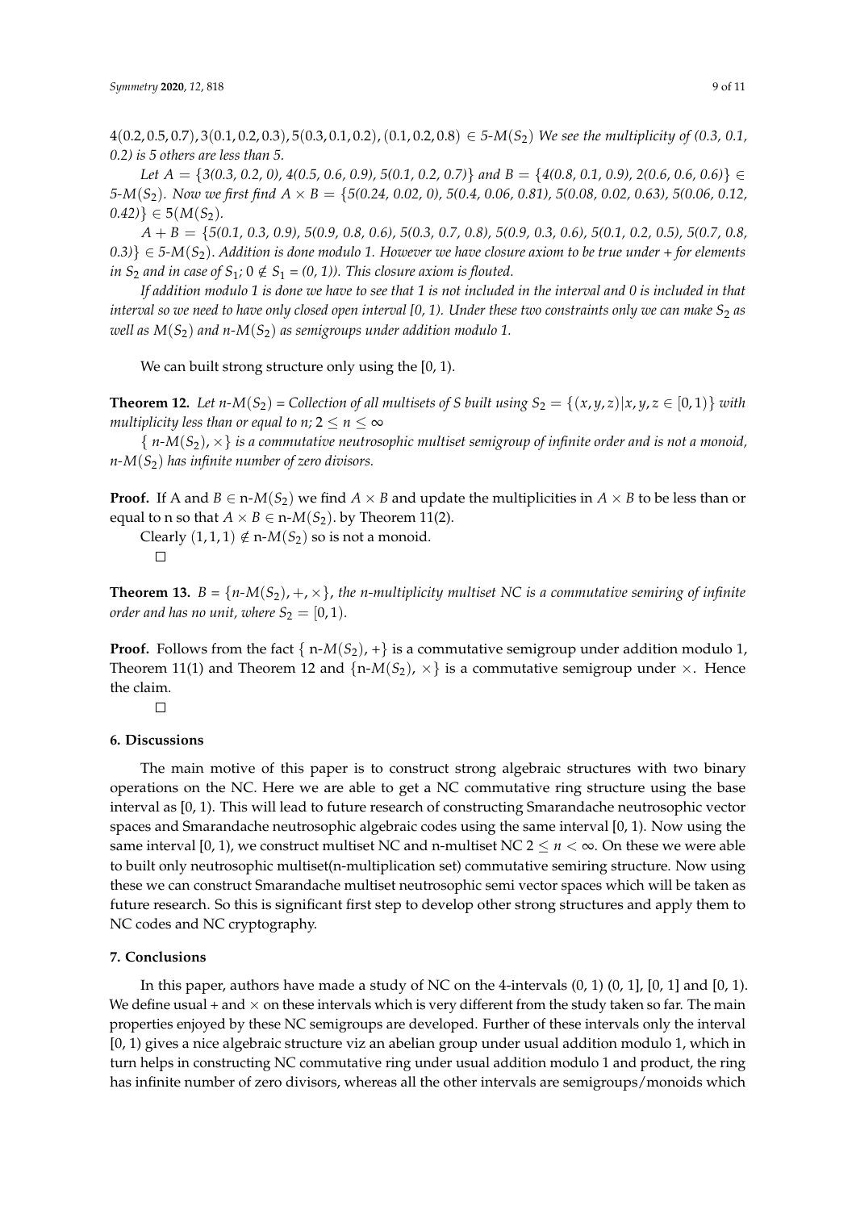$4(0.2, 0.5, 0.7), 3(0.1, 0.2, 0.3), 5(0.3, 0.1, 0.2), (0.1, 0.2, 0.8) \in$ *5-$M(S_2)$ We see the multiplicity of (0.3, 0.1, 0.2) is 5 others are less than 5.*

*Let $A = \{3(0.3, 0.2, 0), 4(0.5, 0.6, 0.9), 5(0.1, 0.2, 0.7)\}$ and $B = \{4(0.8, 0.1, 0.9), 2(0.6, 0.6, 0.6)\} \in$ 5-$M(S_2)$. Now we first find $A \times B = \{5(0.24, 0.02, 0), 5(0.4, 0.06, 0.81), 5(0.08, 0.02, 0.63), 5(0.06, 0.12, 0.42)\} \in 5(M(S_2)$.*

*$A + B = \{5(0.1, 0.3, 0.9), 5(0.9, 0.8, 0.6), 5(0.3, 0.7, 0.8), 5(0.9, 0.3, 0.6), 5(0.1, 0.2, 0.5), 5(0.7, 0.8, 0.3)\} \in$ 5-$M(S_2)$. Addition is done modulo 1. However we have closure axiom to be true under + for elements in $S_2$ and in case of $S_1$; $0 \notin S_1 = (0, 1)$). This closure axiom is flouted.*

*If addition modulo 1 is done we have to see that 1 is not included in the interval and 0 is included in that interval so we need to have only closed open interval [0, 1). Under these two constraints only we can make $S_2$ as well as $M(S_2)$ and n-$M(S_2)$ as semigroups under addition modulo 1.*

We can built strong structure only using the [0, 1).

**Theorem 12.** *Let n-$M(S_2)$ = Collection of all multisets of S built using $S_2 = \{(x, y, z) | x, y, z \in [0, 1)\}$ with multiplicity less than or equal to n; $2 \leq n \leq \infty$*

*{ n-$M(S_2)$, $\times$} is a commutative neutrosophic multiset semigroup of infinite order and is not a monoid, n-$M(S_2)$ has infinite number of zero divisors.*

**Proof.** If A and $B \in$ n-$M(S_2)$ we find $A \times B$ and update the multiplicities in $A \times B$ to be less than or equal to n so that $A \times B \in$ n-$M(S_2)$. by Theorem 11(2).

Clearly $(1, 1, 1) \notin$ n-$M(S_2)$ so is not a monoid.

□

**Theorem 13.** *B = {n-$M(S_2)$, +, $\times$}, the n-multiplicity multiset NC is a commutative semiring of infinite order and has no unit, where $S_2 = [0, 1)$.*

**Proof.** Follows from the fact { n-$M(S_2)$, +} is a commutative semigroup under addition modulo 1, Theorem 11(1) and Theorem 12 and {n-$M(S_2)$, $\times$} is a commutative semigroup under $\times$. Hence the claim.

□

## 6. Discussions

The main motive of this paper is to construct strong algebraic structures with two binary operations on the NC. Here we are able to get a NC commutative ring structure using the base interval as [0, 1). This will lead to future research of constructing Smarandache neutrosophic vector spaces and Smarandache neutrosophic algebraic codes using the same interval [0, 1). Now using the same interval [0, 1), we construct multiset NC and n-multiset NC $2 \leq n < \infty$. On these we were able to built only neutrosophic multiset(n-multiplication set) commutative semiring structure. Now using these we can construct Smarandache multiset neutrosophic semi vector spaces which will be taken as future research. So this is significant first step to develop other strong structures and apply them to NC codes and NC cryptography.

## 7. Conclusions

In this paper, authors have made a study of NC on the 4-intervals (0, 1) (0, 1], [0, 1] and [0, 1). We define usual + and $\times$ on these intervals which is very different from the study taken so far. The main properties enjoyed by these NC semigroups are developed. Further of these intervals only the interval [0, 1) gives a nice algebraic structure viz an abelian group under usual addition modulo 1, which in turn helps in constructing NC commutative ring under usual addition modulo 1 and product, the ring has infinite number of zero divisors, whereas all the other intervals are semigroups/monoids which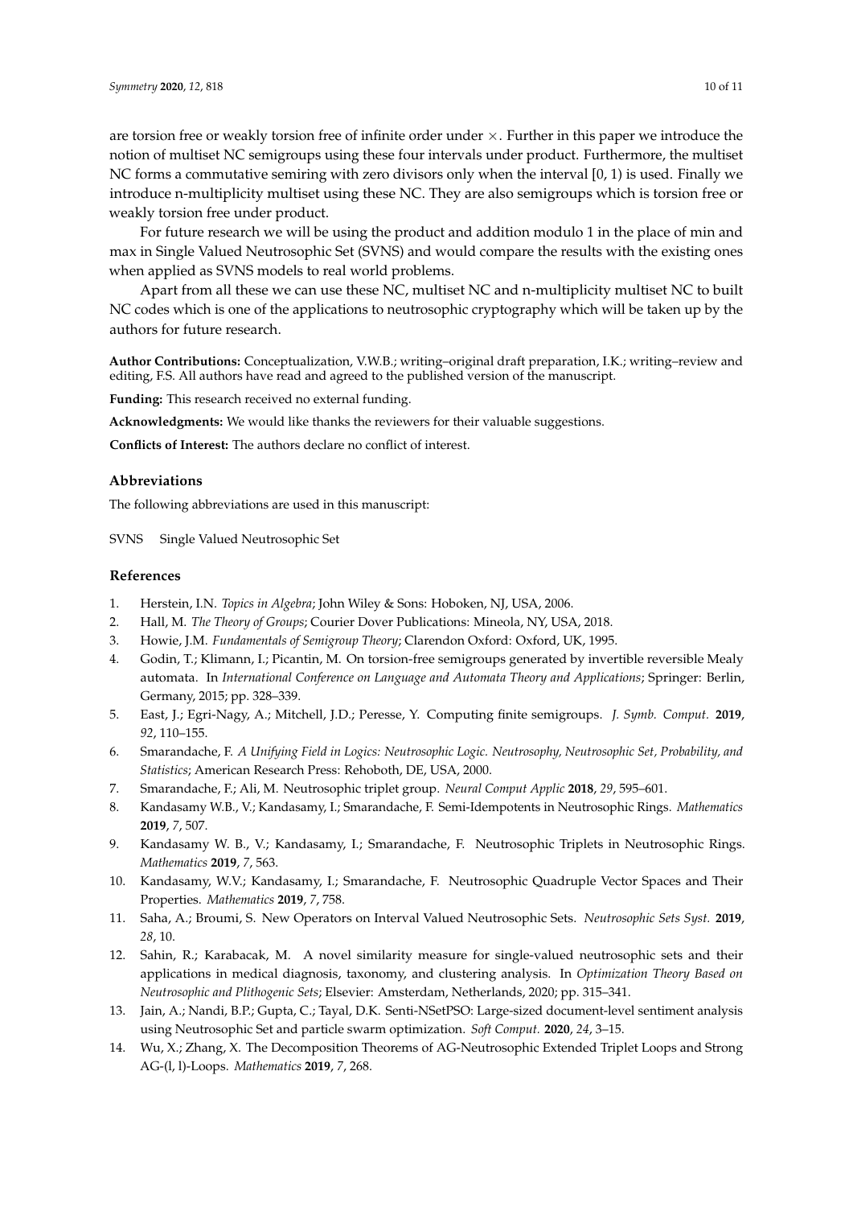are torsion free or weakly torsion free of infinite order under $\times$. Further in this paper we introduce the notion of multiset NC semigroups using these four intervals under product. Furthermore, the multiset NC forms a commutative semiring with zero divisors only when the interval $[0, 1)$ is used. Finally we introduce n-multiplicity multiset using these NC. They are also semigroups which is torsion free or weakly torsion free under product.

For future research we will be using the product and addition modulo 1 in the place of min and max in Single Valued Neutrosophic Set (SVNS) and would compare the results with the existing ones when applied as SVNS models to real world problems.

Apart from all these we can use these NC, multiset NC and n-multiplicity multiset NC to built NC codes which is one of the applications to neutrosophic cryptography which will be taken up by the authors for future research.

**Author Contributions:** Conceptualization, V.W.B.; writing–original draft preparation, I.K.; writing–review and editing, F.S. All authors have read and agreed to the published version of the manuscript.

**Funding:** This research received no external funding.

**Acknowledgments:** We would like thanks the reviewers for their valuable suggestions.

**Conflicts of Interest:** The authors declare no conflict of interest.

## Abbreviations

The following abbreviations are used in this manuscript:

SVNS Single Valued Neutrosophic Set

## References

1. Herstein, I.N. *Topics in Algebra*; John Wiley & Sons: Hoboken, NJ, USA, 2006.
2. Hall, M. *The Theory of Groups*; Courier Dover Publications: Mineola, NY, USA, 2018.
3. Howie, J.M. *Fundamentals of Semigroup Theory*; Clarendon Oxford: Oxford, UK, 1995.
4. Godin, T.; Klimann, I.; Picantin, M. On torsion-free semigroups generated by invertible reversible Mealy automata. In *International Conference on Language and Automata Theory and Applications*; Springer: Berlin, Germany, 2015; pp. 328–339.
5. East, J.; Egri-Nagy, A.; Mitchell, J.D.; Peresse, Y. Computing finite semigroups. *J. Symb. Comput.* **2019**, *92*, 110–155.
6. Smarandache, F. *A Unifying Field in Logics: Neutrosophic Logic. Neutrosophy, Neutrosophic Set, Probability, and Statistics*; American Research Press: Rehoboth, DE, USA, 2000.
7. Smarandache, F.; Ali, M. Neutrosophic triplet group. *Neural Comput Applic* **2018**, *29*, 595–601.
8. Kandasamy W.B., V.; Kandasamy, I.; Smarandache, F. Semi-Idempotents in Neutrosophic Rings. *Mathematics* **2019**, *7*, 507.
9. Kandasamy W. B., V.; Kandasamy, I.; Smarandache, F. Neutrosophic Triplets in Neutrosophic Rings. *Mathematics* **2019**, *7*, 563.
10. Kandasamy, W.V.; Kandasamy, I.; Smarandache, F. Neutrosophic Quadruple Vector Spaces and Their Properties. *Mathematics* **2019**, *7*, 758.
11. Saha, A.; Broumi, S. New Operators on Interval Valued Neutrosophic Sets. *Neutrosophic Sets Syst.* **2019**, *28*, 10.
12. Sahin, R.; Karabacak, M. A novel similarity measure for single-valued neutrosophic sets and their applications in medical diagnosis, taxonomy, and clustering analysis. In *Optimization Theory Based on Neutrosophic and Plithogenic Sets*; Elsevier: Amsterdam, Netherlands, 2020; pp. 315–341.
13. Jain, A.; Nandi, B.P.; Gupta, C.; Tayal, D.K. Senti-NSetPSO: Large-sized document-level sentiment analysis using Neutrosophic Set and particle swarm optimization. *Soft Comput.* **2020**, *24*, 3–15.
14. Wu, X.; Zhang, X. The Decomposition Theorems of AG-Neutrosophic Extended Triplet Loops and Strong AG-(l, l)-Loops. *Mathematics* **2019**, *7*, 268.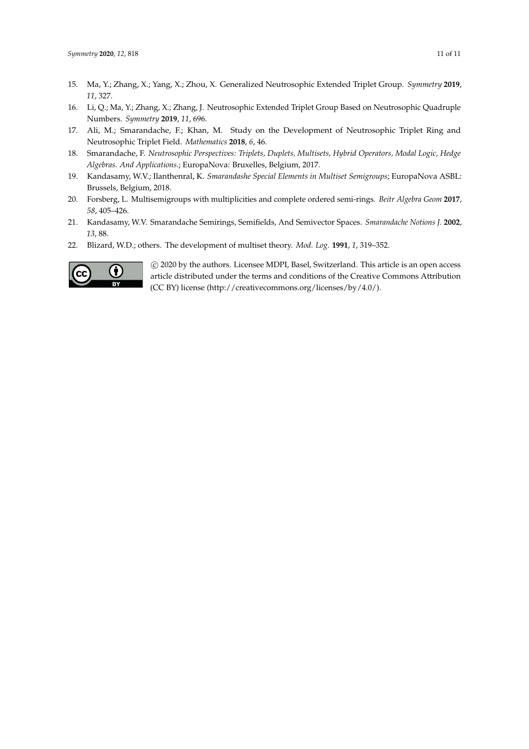15. Ma, Y.; Zhang, X.; Yang, X.; Zhou, X. Generalized Neutrosophic Extended Triplet Group. *Symmetry* **2019**, *11*, 327.
16. Li, Q.; Ma, Y.; Zhang, X.; Zhang, J. Neutrosophic Extended Triplet Group Based on Neutrosophic Quadruple Numbers. *Symmetry* **2019**, *11*, 696.
17. Ali, M.; Smarandache, F.; Khan, M. Study on the Development of Neutrosophic Triplet Ring and Neutrosophic Triplet Field. *Mathematics* **2018**, *6*, 46.
18. Smarandache, F. *Neutrosophic Perspectives: Triplets, Duplets, Multisets, Hybrid Operators, Modal Logic, Hedge Algebras. And Applications.*; EuropaNova: Bruxelles, Belgium, 2017.
19. Kandasamy, W.V.; Ilanthenral, K. *Smarandashe Special Elements in Multiset Semigroups*; EuropaNova ASBL: Brussels, Belgium, 2018.
20. Forsberg, L. Multisemigroups with multiplicities and complete ordered semi-rings. *Beitr Algebra Geom* **2017**, *58*, 405–426.
21. Kandasamy, W.V. Smarandache Semirings, Semifields, And Semivector Spaces. *Smarandache Notions J.* **2002**, *13*, 88.
22. Blizard, W.D.; others. The development of multiset theory. *Mod. Log.* **1991**, *1*, 319–352.

© 2020 by the authors. Licensee MDPI, Basel, Switzerland. This article is an open access article distributed under the terms and conditions of the Creative Commons Attribution (CC BY) license (http://creativecommons.org/licenses/by/4.0/).